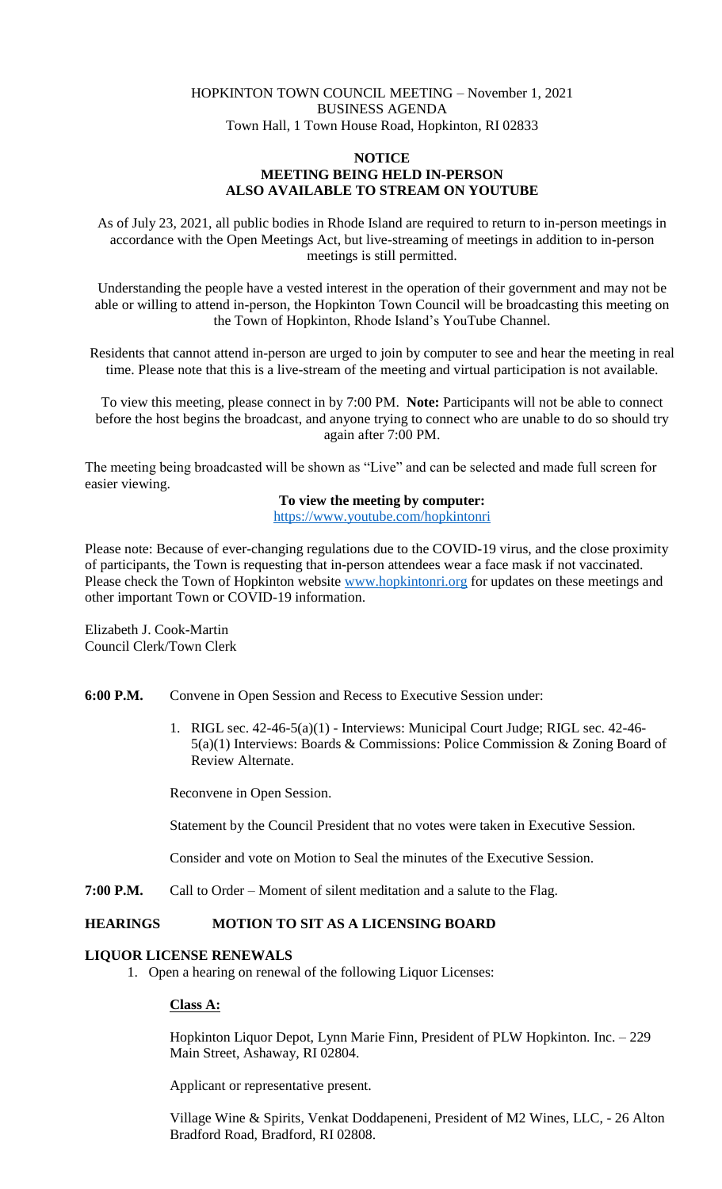HOPKINTON TOWN COUNCIL MEETING – November 1, 2021
BUSINESS AGENDA
Town Hall, 1 Town House Road, Hopkinton, RI 02833

**NOTICE**
**MEETING BEING HELD IN-PERSON**
**ALSO AVAILABLE TO STREAM ON YOUTUBE**

As of July 23, 2021, all public bodies in Rhode Island are required to return to in-person meetings in accordance with the Open Meetings Act, but live-streaming of meetings in addition to in-person meetings is still permitted.

Understanding the people have a vested interest in the operation of their government and may not be able or willing to attend in-person, the Hopkinton Town Council will be broadcasting this meeting on the Town of Hopkinton, Rhode Island's YouTube Channel.

Residents that cannot attend in-person are urged to join by computer to see and hear the meeting in real time. Please note that this is a live-stream of the meeting and virtual participation is not available.

To view this meeting, please connect in by 7:00 PM. **Note:** Participants will not be able to connect before the host begins the broadcast, and anyone trying to connect who are unable to do so should try again after 7:00 PM.

The meeting being broadcasted will be shown as "Live" and can be selected and made full screen for easier viewing.

**To view the meeting by computer:**
https://www.youtube.com/hopkintonri

Please note: Because of ever-changing regulations due to the COVID-19 virus, and the close proximity of participants, the Town is requesting that in-person attendees wear a face mask if not vaccinated. Please check the Town of Hopkinton website www.hopkintonri.org for updates on these meetings and other important Town or COVID-19 information.

Elizabeth J. Cook-Martin
Council Clerk/Town Clerk

**6:00 P.M.** Convene in Open Session and Recess to Executive Session under:

1. RIGL sec. 42-46-5(a)(1) - Interviews: Municipal Court Judge; RIGL sec. 42-46-5(a)(1) Interviews: Boards & Commissions: Police Commission & Zoning Board of Review Alternate.

Reconvene in Open Session.

Statement by the Council President that no votes were taken in Executive Session.

Consider and vote on Motion to Seal the minutes of the Executive Session.

**7:00 P.M.** Call to Order – Moment of silent meditation and a salute to the Flag.

**HEARINGS MOTION TO SIT AS A LICENSING BOARD**

**LIQUOR LICENSE RENEWALS**

1. Open a hearing on renewal of the following Liquor Licenses:

**Class A:**

Hopkinton Liquor Depot, Lynn Marie Finn, President of PLW Hopkinton. Inc. – 229 Main Street, Ashaway, RI 02804.

Applicant or representative present.

Village Wine & Spirits, Venkat Doddapeneni, President of M2 Wines, LLC, - 26 Alton Bradford Road, Bradford, RI 02808.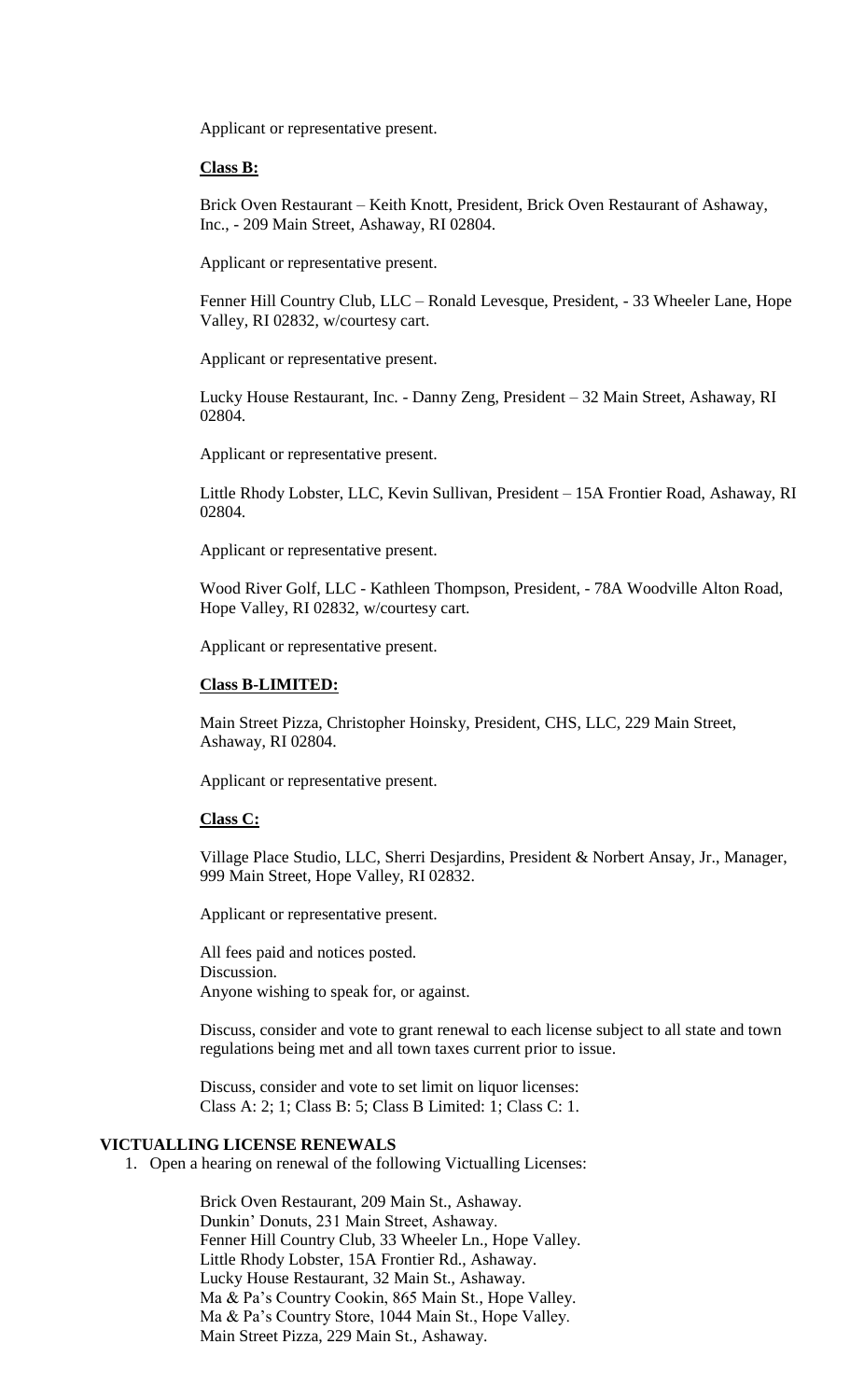Applicant or representative present.

**Class B:**

Brick Oven Restaurant – Keith Knott, President, Brick Oven Restaurant of Ashaway, Inc., - 209 Main Street, Ashaway, RI 02804.

Applicant or representative present.

Fenner Hill Country Club, LLC – Ronald Levesque, President, - 33 Wheeler Lane, Hope Valley, RI 02832, w/courtesy cart.

Applicant or representative present.

Lucky House Restaurant, Inc. - Danny Zeng, President – 32 Main Street, Ashaway, RI 02804.

Applicant or representative present.

Little Rhody Lobster, LLC, Kevin Sullivan, President – 15A Frontier Road, Ashaway, RI 02804.

Applicant or representative present.

Wood River Golf, LLC - Kathleen Thompson, President, - 78A Woodville Alton Road, Hope Valley, RI 02832, w/courtesy cart.

Applicant or representative present.

**Class B-LIMITED:**

Main Street Pizza, Christopher Hoinsky, President, CHS, LLC, 229 Main Street, Ashaway, RI 02804.

Applicant or representative present.

**Class C:**

Village Place Studio, LLC, Sherri Desjardins, President & Norbert Ansay, Jr., Manager, 999 Main Street, Hope Valley, RI 02832.

Applicant or representative present.

All fees paid and notices posted.
Discussion.
Anyone wishing to speak for, or against.

Discuss, consider and vote to grant renewal to each license subject to all state and town regulations being met and all town taxes current prior to issue.

Discuss, consider and vote to set limit on liquor licenses:
Class A: 2; 1; Class B: 5; Class B Limited: 1; Class C: 1.

## VICTUALLING LICENSE RENEWALS

1. Open a hearing on renewal of the following Victualling Licenses:

   Brick Oven Restaurant, 209 Main St., Ashaway.
   Dunkin' Donuts, 231 Main Street, Ashaway.
   Fenner Hill Country Club, 33 Wheeler Ln., Hope Valley.
   Little Rhody Lobster, 15A Frontier Rd., Ashaway.
   Lucky House Restaurant, 32 Main St., Ashaway.
   Ma & Pa's Country Cookin, 865 Main St., Hope Valley.
   Ma & Pa's Country Store, 1044 Main St., Hope Valley.
   Main Street Pizza, 229 Main St., Ashaway.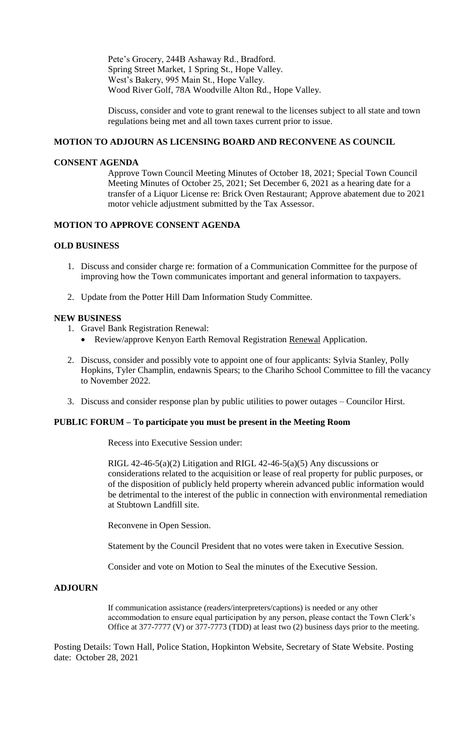Pete's Grocery, 244B Ashaway Rd., Bradford.
Spring Street Market, 1 Spring St., Hope Valley.
West's Bakery, 995 Main St., Hope Valley.
Wood River Golf, 78A Woodville Alton Rd., Hope Valley.

Discuss, consider and vote to grant renewal to the licenses subject to all state and town regulations being met and all town taxes current prior to issue.

**MOTION TO ADJOURN AS LICENSING BOARD AND RECONVENE AS COUNCIL**

**CONSENT AGENDA**

Approve Town Council Meeting Minutes of October 18, 2021; Special Town Council Meeting Minutes of October 25, 2021; Set December 6, 2021 as a hearing date for a transfer of a Liquor License re: Brick Oven Restaurant; Approve abatement due to 2021 motor vehicle adjustment submitted by the Tax Assessor.

**MOTION TO APPROVE CONSENT AGENDA**

**OLD BUSINESS**

1. Discuss and consider charge re: formation of a Communication Committee for the purpose of improving how the Town communicates important and general information to taxpayers.
2. Update from the Potter Hill Dam Information Study Committee.

**NEW BUSINESS**

1. Gravel Bank Registration Renewal:
   - Review/approve Kenyon Earth Removal Registration Renewal Application.
2. Discuss, consider and possibly vote to appoint one of four applicants: Sylvia Stanley, Polly Hopkins, Tyler Champlin, endawnis Spears; to the Chariho School Committee to fill the vacancy to November 2022.
3. Discuss and consider response plan by public utilities to power outages – Councilor Hirst.

**PUBLIC FORUM – To participate you must be present in the Meeting Room**

Recess into Executive Session under:

RIGL 42-46-5(a)(2) Litigation and RIGL 42-46-5(a)(5) Any discussions or considerations related to the acquisition or lease of real property for public purposes, or of the disposition of publicly held property wherein advanced public information would be detrimental to the interest of the public in connection with environmental remediation at Stubtown Landfill site.

Reconvene in Open Session.

Statement by the Council President that no votes were taken in Executive Session.

Consider and vote on Motion to Seal the minutes of the Executive Session.

**ADJOURN**

If communication assistance (readers/interpreters/captions) is needed or any other accommodation to ensure equal participation by any person, please contact the Town Clerk's Office at 377-7777 (V) or 377-7773 (TDD) at least two (2) business days prior to the meeting.

Posting Details: Town Hall, Police Station, Hopkinton Website, Secretary of State Website. Posting date: October 28, 2021